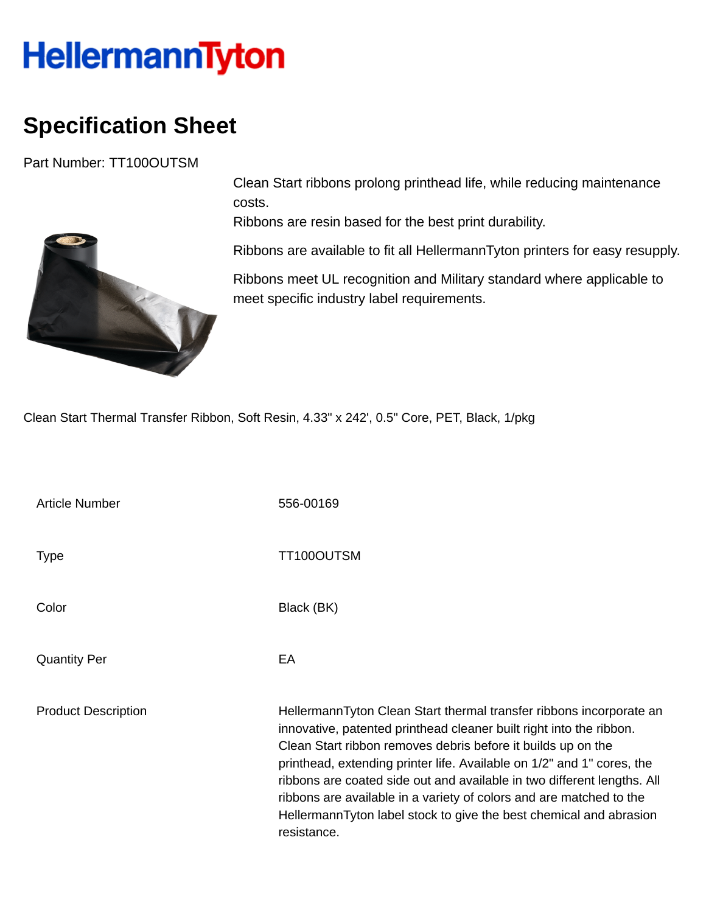HellermannTyton

# Specification Sheet

Part Number: TT100OUTSM

Clean Start ribbons prolong printhead life, while reducing maintenance costs.
Ribbons are resin based for the best print durability.

Ribbons are available to fit all HellermannTyton printers for easy resupply.

Ribbons meet UL recognition and Military standard where applicable to meet specific industry label requirements.

Clean Start Thermal Transfer Ribbon, Soft Resin, 4.33" x 242', 0.5" Core, PET, Black, 1/pkg

| | |
|---|---|
| Article Number | 556-00169 |
| Type | TT100OUTSM |
| Color | Black (BK) |
| Quantity Per | EA |
| Product Description | HellermannTyton Clean Start thermal transfer ribbons incorporate an innovative, patented printhead cleaner built right into the ribbon. Clean Start ribbon removes debris before it builds up on the printhead, extending printer life. Available on 1/2" and 1" cores, the ribbons are coated side out and available in two different lengths. All ribbons are available in a variety of colors and are matched to the HellermannTyton label stock to give the best chemical and abrasion resistance. |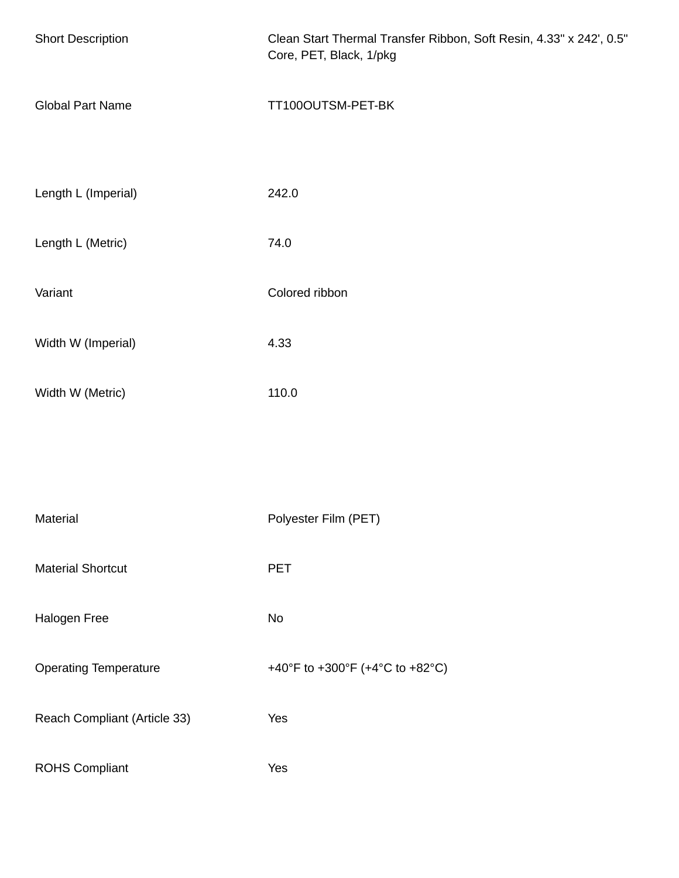| | |
|---|---|
| Short Description | Clean Start Thermal Transfer Ribbon, Soft Resin, 4.33" x 242', 0.5" Core, PET, Black, 1/pkg |
| Global Part Name | TT100OUTSM-PET-BK |

| | |
|---|---|
| Length L (Imperial) | 242.0 |
| Length L (Metric) | 74.0 |
| Variant | Colored ribbon |
| Width W (Imperial) | 4.33 |
| Width W (Metric) | 110.0 |

| | |
|---|---|
| Material | Polyester Film (PET) |
| Material Shortcut | PET |
| Halogen Free | No |
| Operating Temperature | +40°F to +300°F (+4°C to +82°C) |
| Reach Compliant (Article 33) | Yes |
| ROHS Compliant | Yes |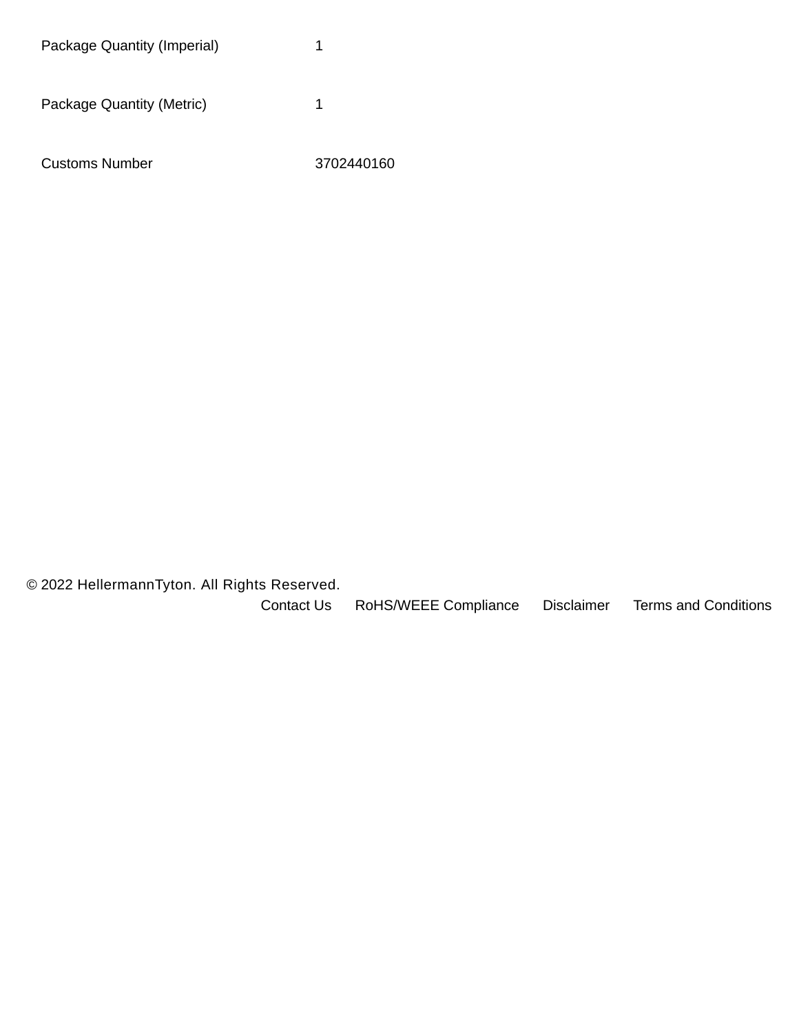| | |
|---|---|
| Package Quantity (Imperial) | 1 |
| Package Quantity (Metric) | 1 |
| Customs Number | 3702440160 |

© 2022 HellermannTyton. All Rights Reserved.

Contact Us RoHS/WEEE Compliance Disclaimer Terms and Conditions